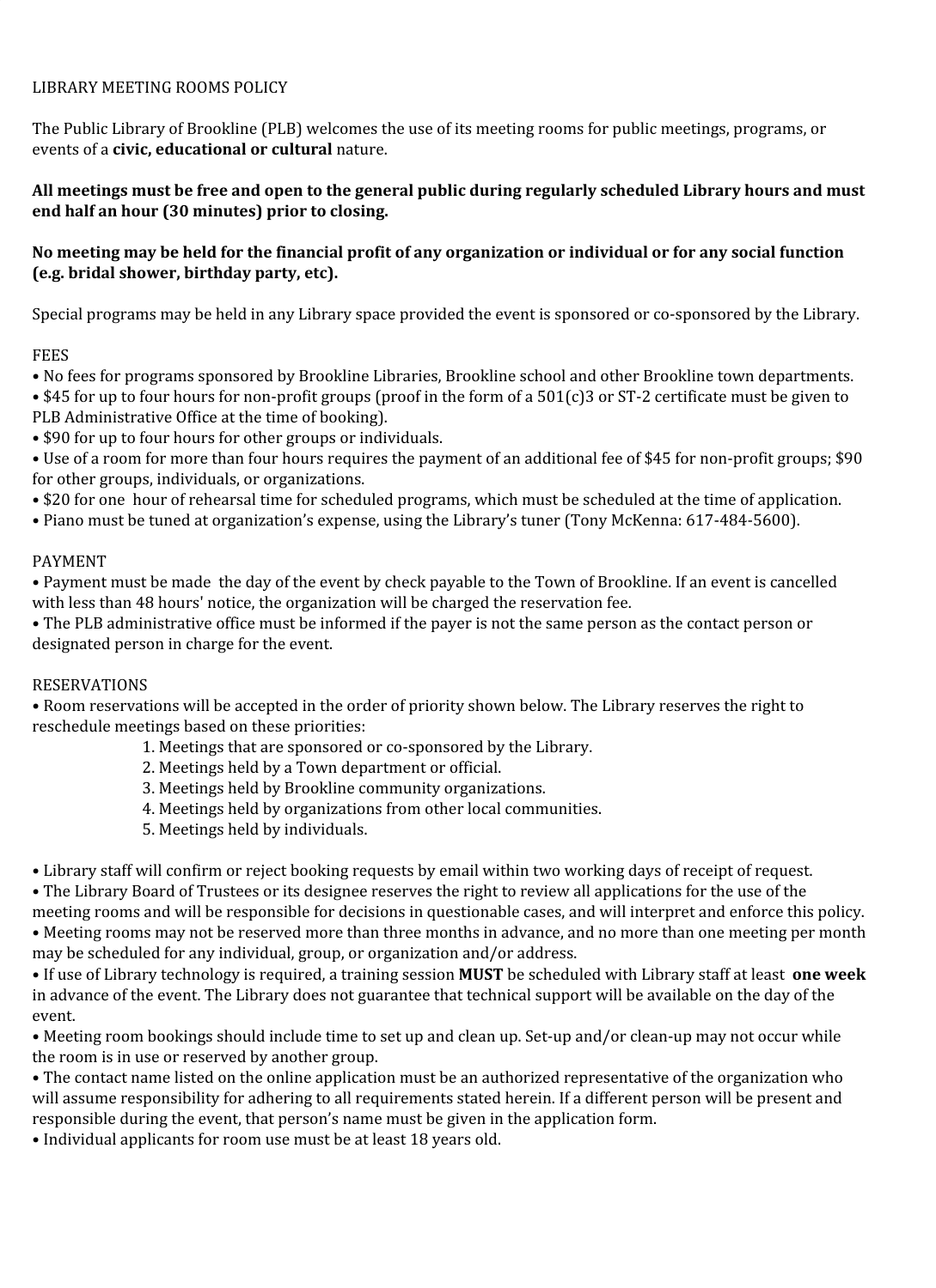# LIBRARY MEETING ROOMS POLICY

The Public Library of Brookline (PLB) welcomes the use of its meeting rooms for public meetings, programs, or events of a **civic, educational or cultural** nature.

**All meetings must be free and open to the general public during regularly scheduled Library hours and must end half an hour (30 minutes) prior to closing.**

**No meeting may be held for the financial profit of any organization or individual or for any social function (e.g. bridal shower, birthday party, etc).**

Special programs may be held in any Library space provided the event is sponsored or co-sponsored by the Library.

## FEES

- No fees for programs sponsored by Brookline Libraries, Brookline school and other Brookline town departments.
- $45 for up to four hours for non-profit groups (proof in the form of a 501(c)3 or ST-2 certificate must be given to PLB Administrative Office at the time of booking).
- $90 for up to four hours for other groups or individuals.
- Use of a room for more than four hours requires the payment of an additional fee of $45 for non-profit groups; $90 for other groups, individuals, or organizations.
- $20 for one hour of rehearsal time for scheduled programs, which must be scheduled at the time of application.
- Piano must be tuned at organization's expense, using the Library's tuner (Tony McKenna: 617-484-5600).

## PAYMENT

- Payment must be made the day of the event by check payable to the Town of Brookline. If an event is cancelled with less than 48 hours' notice, the organization will be charged the reservation fee.
- The PLB administrative office must be informed if the payer is not the same person as the contact person or designated person in charge for the event.

## RESERVATIONS

- Room reservations will be accepted in the order of priority shown below. The Library reserves the right to reschedule meetings based on these priorities:
  1. Meetings that are sponsored or co-sponsored by the Library.
  2. Meetings held by a Town department or official.
  3. Meetings held by Brookline community organizations.
  4. Meetings held by organizations from other local communities.
  5. Meetings held by individuals.

- Library staff will confirm or reject booking requests by email within two working days of receipt of request.
- The Library Board of Trustees or its designee reserves the right to review all applications for the use of the meeting rooms and will be responsible for decisions in questionable cases, and will interpret and enforce this policy.
- Meeting rooms may not be reserved more than three months in advance, and no more than one meeting per month may be scheduled for any individual, group, or organization and/or address.
- If use of Library technology is required, a training session **MUST** be scheduled with Library staff at least **one week** in advance of the event. The Library does not guarantee that technical support will be available on the day of the event.
- Meeting room bookings should include time to set up and clean up. Set-up and/or clean-up may not occur while the room is in use or reserved by another group.
- The contact name listed on the online application must be an authorized representative of the organization who will assume responsibility for adhering to all requirements stated herein. If a different person will be present and responsible during the event, that person's name must be given in the application form.
- Individual applicants for room use must be at least 18 years old.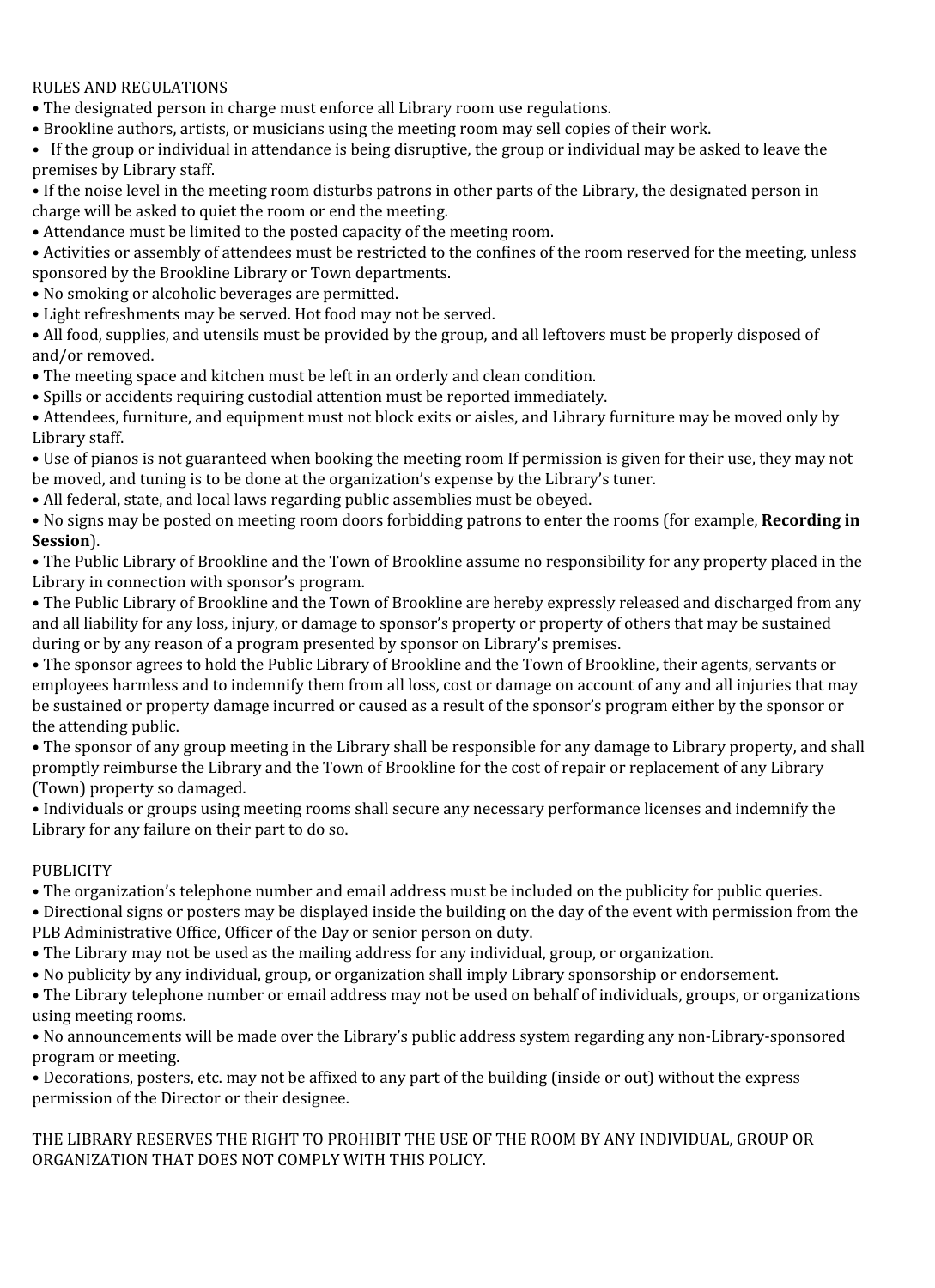RULES AND REGULATIONS

- The designated person in charge must enforce all Library room use regulations.
- Brookline authors, artists, or musicians using the meeting room may sell copies of their work.
- If the group or individual in attendance is being disruptive, the group or individual may be asked to leave the premises by Library staff.
- If the noise level in the meeting room disturbs patrons in other parts of the Library, the designated person in charge will be asked to quiet the room or end the meeting.
- Attendance must be limited to the posted capacity of the meeting room.
- Activities or assembly of attendees must be restricted to the confines of the room reserved for the meeting, unless sponsored by the Brookline Library or Town departments.
- No smoking or alcoholic beverages are permitted.
- Light refreshments may be served. Hot food may not be served.
- All food, supplies, and utensils must be provided by the group, and all leftovers must be properly disposed of and/or removed.
- The meeting space and kitchen must be left in an orderly and clean condition.
- Spills or accidents requiring custodial attention must be reported immediately.
- Attendees, furniture, and equipment must not block exits or aisles, and Library furniture may be moved only by Library staff.
- Use of pianos is not guaranteed when booking the meeting room If permission is given for their use, they may not be moved, and tuning is to be done at the organization's expense by the Library's tuner.
- All federal, state, and local laws regarding public assemblies must be obeyed.
- No signs may be posted on meeting room doors forbidding patrons to enter the rooms (for example, **Recording in Session**).
- The Public Library of Brookline and the Town of Brookline assume no responsibility for any property placed in the Library in connection with sponsor's program.
- The Public Library of Brookline and the Town of Brookline are hereby expressly released and discharged from any and all liability for any loss, injury, or damage to sponsor's property or property of others that may be sustained during or by any reason of a program presented by sponsor on Library's premises.
- The sponsor agrees to hold the Public Library of Brookline and the Town of Brookline, their agents, servants or employees harmless and to indemnify them from all loss, cost or damage on account of any and all injuries that may be sustained or property damage incurred or caused as a result of the sponsor's program either by the sponsor or the attending public.
- The sponsor of any group meeting in the Library shall be responsible for any damage to Library property, and shall promptly reimburse the Library and the Town of Brookline for the cost of repair or replacement of any Library (Town) property so damaged.
- Individuals or groups using meeting rooms shall secure any necessary performance licenses and indemnify the Library for any failure on their part to do so.

PUBLICITY

- The organization's telephone number and email address must be included on the publicity for public queries.
- Directional signs or posters may be displayed inside the building on the day of the event with permission from the PLB Administrative Office, Officer of the Day or senior person on duty.
- The Library may not be used as the mailing address for any individual, group, or organization.
- No publicity by any individual, group, or organization shall imply Library sponsorship or endorsement.
- The Library telephone number or email address may not be used on behalf of individuals, groups, or organizations using meeting rooms.
- No announcements will be made over the Library's public address system regarding any non-Library-sponsored program or meeting.
- Decorations, posters, etc. may not be affixed to any part of the building (inside or out) without the express permission of the Director or their designee.

THE LIBRARY RESERVES THE RIGHT TO PROHIBIT THE USE OF THE ROOM BY ANY INDIVIDUAL, GROUP OR ORGANIZATION THAT DOES NOT COMPLY WITH THIS POLICY.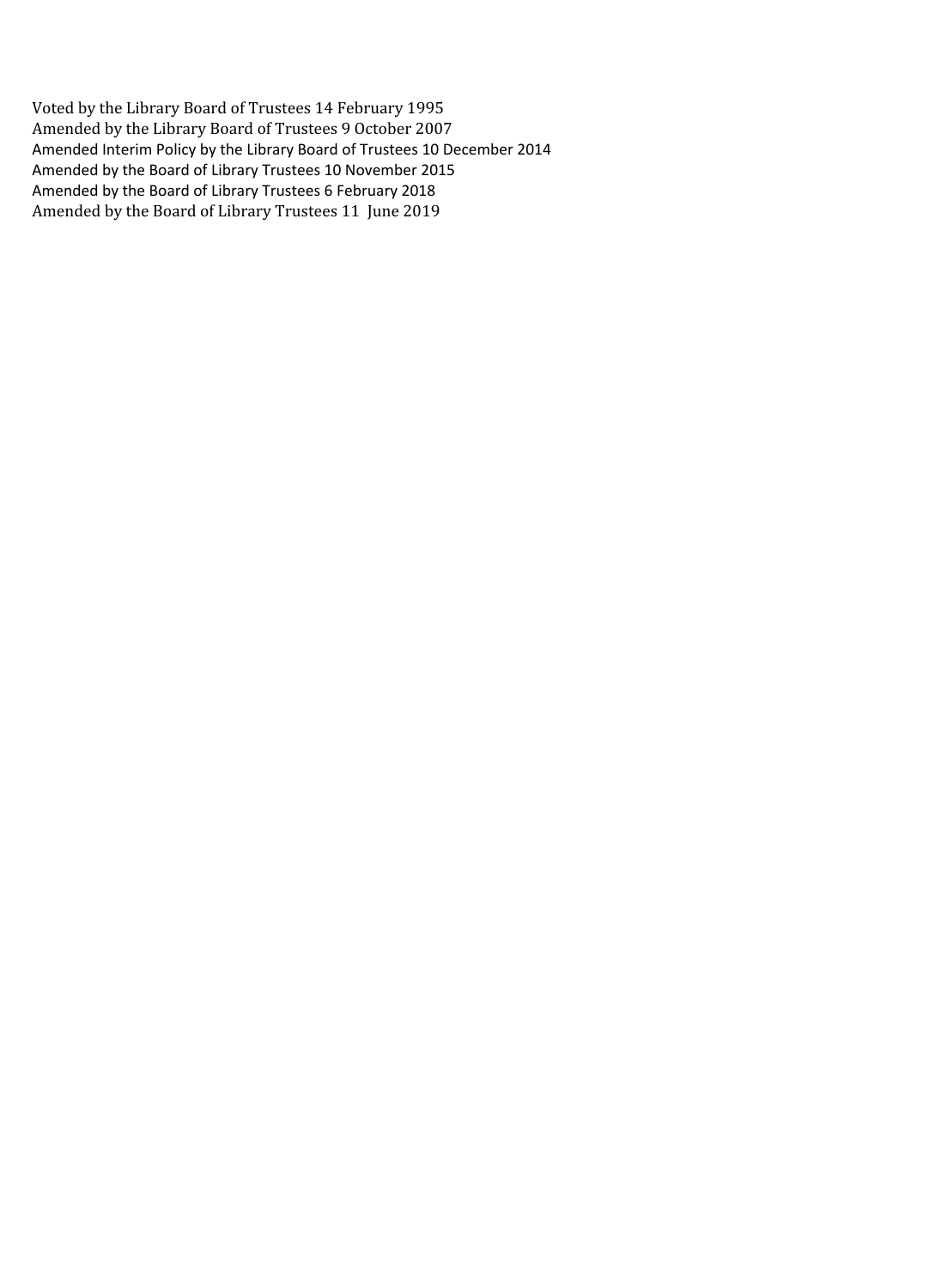Voted by the Library Board of Trustees 14 February 1995
Amended by the Library Board of Trustees 9 October 2007
Amended Interim Policy by the Library Board of Trustees 10 December 2014
Amended by the Board of Library Trustees 10 November 2015
Amended by the Board of Library Trustees 6 February 2018
Amended by the Board of Library Trustees 11 June 2019